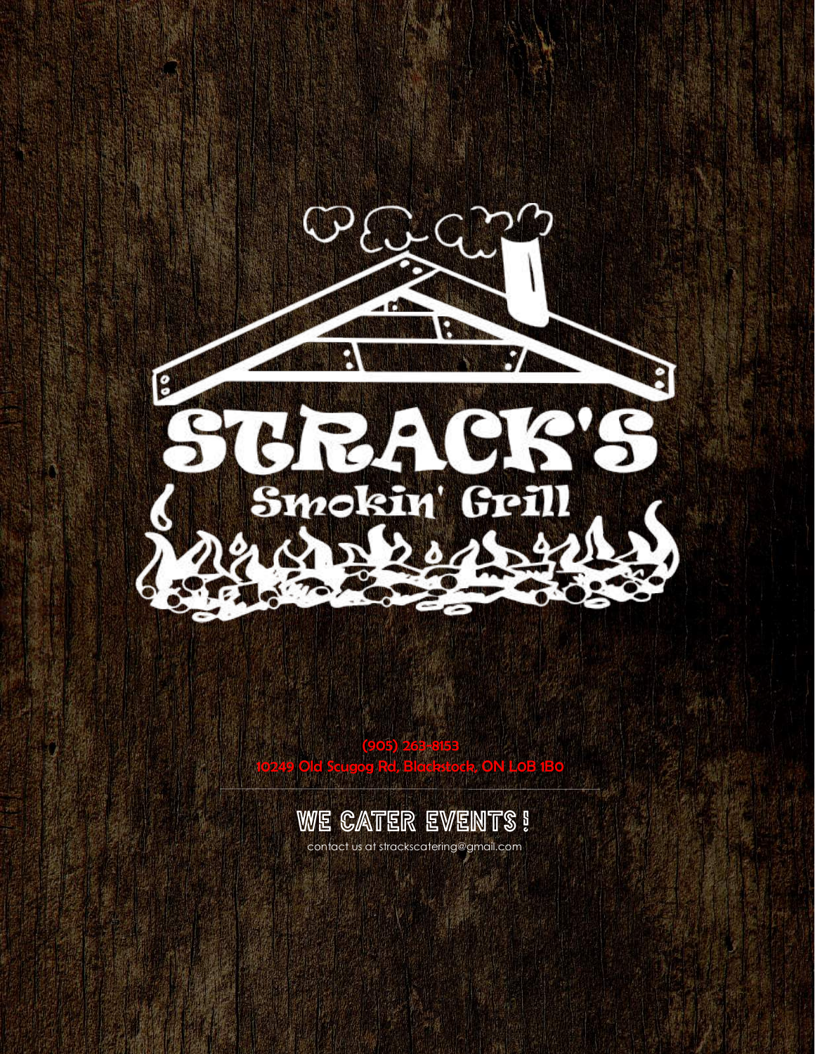# STRACK'S

## Smokin' Grill

(905) 263-8153

10249 Old Scugog Rd, Blackstock, ON L0B 1B0

---

## WE CATER EVENTS !

contact us at strackscatering@gmail.com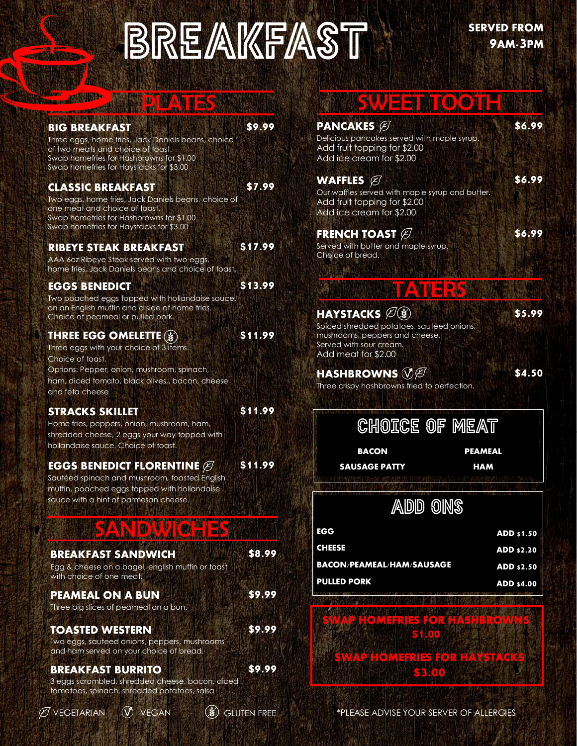# BREAKFAST

**SERVED FROM 9AM-3PM**

## PLATES

### BIG BREAKFAST — $9.99

Three eggs, home fries, Jack Daniels beans, choice of two meats and choice of toast.
Swap homefries for Hashbrowns for $1.00
Swap homefries for Haystacks for $3.00

### CLASSIC BREAKFAST — $7.99

Two eggs, home fries, Jack Daniels beans, choice of one meat and choice of toast.
Swap homefries for Hashbrowns for $1.00
Swap homefries for Haystacks for $3.00

### RIBEYE STEAK BREAKFAST — $17.99

AAA 6oz Ribeye Steak served with two eggs, home fries, Jack Daniels beans and choice of toast.

### EGGS BENEDICT — $13.99

Two poached eggs topped with hollandaise sauce, on an English muffin and a side of home fries.
Choice of peameal or pulled pork.

### THREE EGG OMELETTE (Gluten Free) — $11.99

Three eggs with your choice of 3 items.
Choice of toast.
Options: Pepper, onion, mushroom, spinach, ham, diced tomato, black olives,, bacon, cheese and feta cheese

### STRACKS SKILLET — $11.99

Home fries, peppers, onion, mushroom, ham, shredded cheese, 2 eggs your way topped with hollandaise sauce. Choice of toast.

### EGGS BENEDICT FLORENTINE (Vegetarian) — $11.99

Sautéed spinach and mushroom, toasted English muffin, poached eggs topped with hollandaise sauce with a hint of parmesan cheese.

## SANDWICHES

### BREAKFAST SANDWICH — $8.99

Egg & cheese on a bagel, english muffin or toast with choice of one meat.

### PEAMEAL ON A BUN — $9.99

Three big slices of peameal on a bun.

### TOASTED WESTERN — $9.99

Two eggs, sauteed onions, peppers, mushrooms and ham served on your choice of bread.

### BREAKFAST BURRITO — $9.99

3 eggs scrambled, shredded cheese, bacon, diced tomatoes, spinach, shredded potatoes, salsa

## SWEET TOOTH

### PANCAKES (Vegetarian) — $6.99

Delicious pancakes served with maple syrup.
Add fruit topping for $2.00
Add ice cream for $2.00

### WAFFLES (Vegetarian) — $6.99

Our waffles served with maple syrup and butter.
Add fruit topping for $2.00
Add ice cream for $2.00

### FRENCH TOAST (Vegetarian) — $6.99

Served with butter and maple syrup.
Choice of bread.

## TATERS

### HAYSTACKS (Vegetarian, Gluten Free) — $5.99

Spiced shredded potatoes, sautéed onions, mushrooms, peppers and cheese.
Served with sour cream.
Add meat for $2.00

### HASHBROWNS (Vegan, Vegetarian) — $4.50

Three crispy hashbrowns fried to perfection.

## CHOICE OF MEAT

| | |
|---|---|
| BACON | PEAMEAL |
| SAUSAGE PATTY | HAM |

## ADD ONS

| Item | Price |
|---|---|
| EGG | ADD $1.50 |
| CHEESE | ADD $2.20 |
| BACON/PEAMEAL/HAM/SAUSAGE | ADD $2.50 |
| PULLED PORK | ADD $4.00 |

**SWAP HOMEFRIES FOR HASHBROWNS $1.00**

**SWAP HOMEFRIES FOR HAYSTACKS $3.00**

VEGETARIAN | VEGAN | GLUTEN FREE

*PLEASE ADVISE YOUR SERVER OF ALLERGIES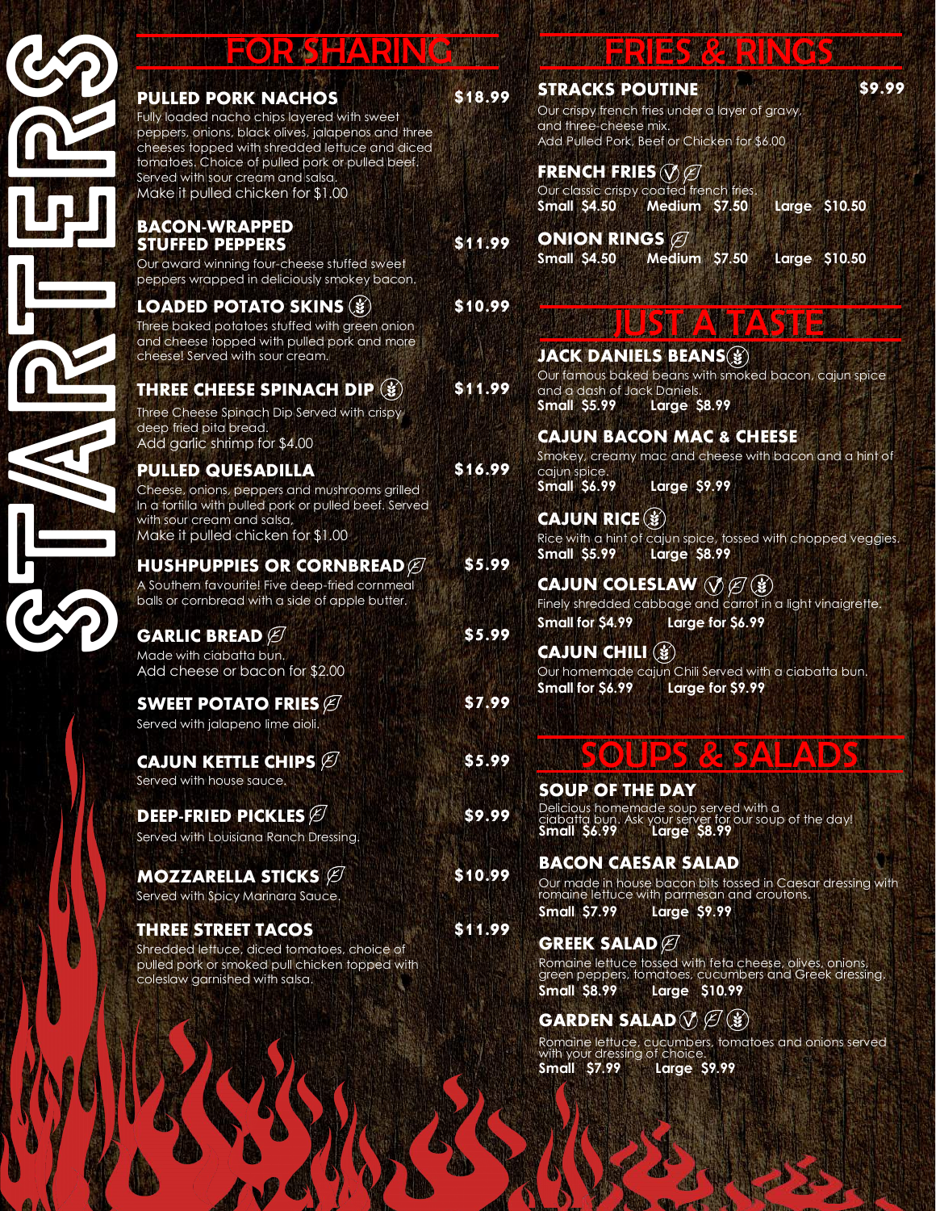# STARTERS

## FOR SHARING

### PULLED PORK NACHOS — $18.99

Fully loaded nacho chips layered with sweet peppers, onions, black olives, jalapenos and three cheeses topped with shredded lettuce and diced tomatoes. Choice of pulled pork or pulled beef. Served with sour cream and salsa.
Make it pulled chicken for $1.00

### BACON-WRAPPED STUFFED PEPPERS — $11.99

Our award winning four-cheese stuffed sweet peppers wrapped in deliciously smokey bacon.

### LOADED POTATO SKINS — $10.99

Three baked potatoes stuffed with green onion and cheese topped with pulled pork and more cheese! Served with sour cream.

### THREE CHEESE SPINACH DIP — $11.99

Three Cheese Spinach Dip Served with crispy deep fried pita bread.
Add garlic shrimp for $4.00

### PULLED QUESADILLA — $16.99

Cheese, onions, peppers and mushrooms grilled In a tortilla with pulled pork or pulled beef. Served with sour cream and salsa,
Make it pulled chicken for $1.00

### HUSHPUPPIES OR CORNBREAD — $5.99

A Southern favourite! Five deep-fried cornmeal balls or cornbread with a side of apple butter.

### GARLIC BREAD — $5.99

Made with ciabatta bun.
Add cheese or bacon for $2.00

### SWEET POTATO FRIES — $7.99

Served with jalapeno lime aioli.

### CAJUN KETTLE CHIPS — $5.99

Served with house sauce.

### DEEP-FRIED PICKLES — $9.99

Served with Louisiana Ranch Dressing.

### MOZZARELLA STICKS — $10.99

Served with Spicy Marinara Sauce.

### THREE STREET TACOS — $11.99

Shredded lettuce, diced tomatoes, choice of pulled pork or smoked pull chicken topped with coleslaw garnished with salsa.

## FRIES & RINGS

### STRACKS POUTINE — $9.99

Our crispy french fries under a layer of gravy, and three-cheese mix.
Add Pulled Pork, Beef or Chicken for $6.00

### FRENCH FRIES

Our classic crispy coated french fries.
**Small $4.50 Medium $7.50 Large $10.50**

### ONION RINGS

**Small $4.50 Medium $7.50 Large $10.50**

## JUST A TASTE

### JACK DANIELS BEANS

Our famous baked beans with smoked bacon, cajun spice and a dash of Jack Daniels.
**Small $5.99 Large $8.99**

### CAJUN BACON MAC & CHEESE

Smokey, creamy mac and cheese with bacon and a hint of cajun spice.
**Small $6.99 Large $9.99**

### CAJUN RICE

Rice with a hint of cajun spice, tossed with chopped veggies.
**Small $5.99 Large $8.99**

### CAJUN COLESLAW

Finely shredded cabbage and carrot in a light vinaigrette.
**Small for $4.99 Large for $6.99**

### CAJUN CHILI

Our homemade cajun Chili Served with a ciabatta bun.
**Small for $6.99 Large for $9.99**

## SOUPS & SALADS

### SOUP OF THE DAY

Delicious homemade soup served with a ciabatta bun. Ask your server for our soup of the day!
**Small $6.99 Large $8.99**

### BACON CAESAR SALAD

Our made in house bacon bits tossed in Caesar dressing with romaine lettuce with parmesan and croutons.
**Small $7.99 Large $9.99**

### GREEK SALAD

Romaine lettuce tossed with feta cheese, olives, onions, green peppers, tomatoes, cucumbers and Greek dressing.
**Small $8.99 Large $10.99**

### GARDEN SALAD

Romaine lettuce, cucumbers, tomatoes and onions served with your dressing of choice.
**Small $7.99 Large $9.99**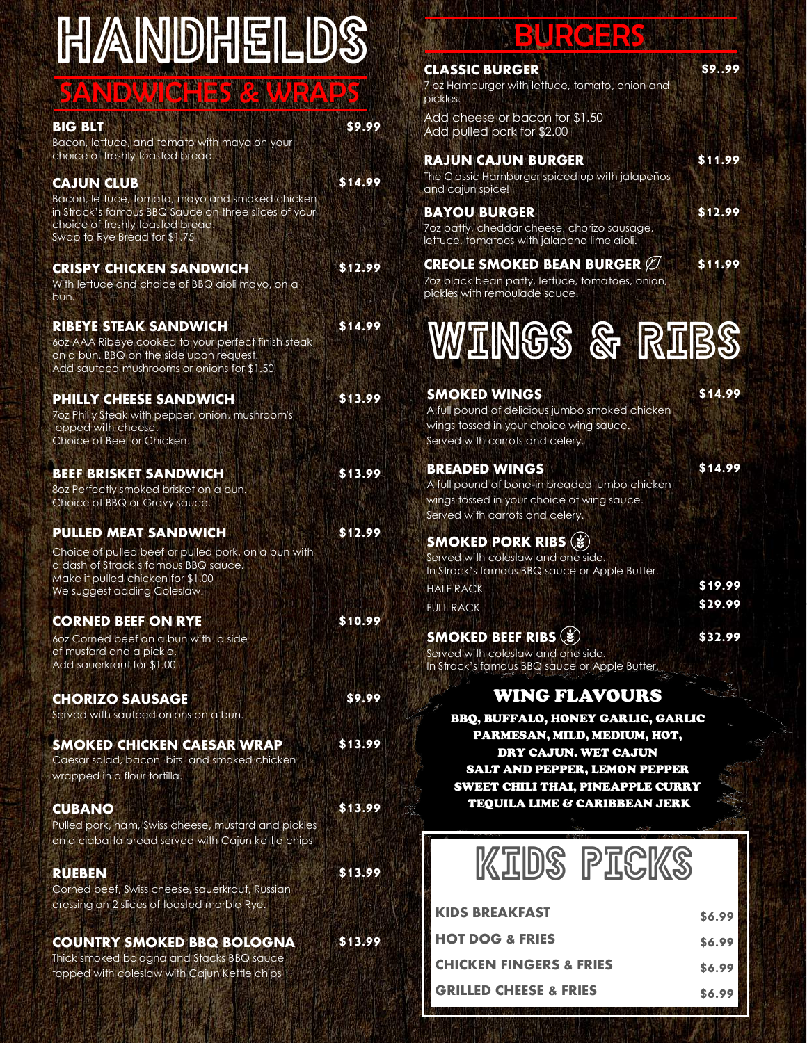# HANDHELDS

## SANDWICHES & WRAPS

**BIG BLT** — **$9.99**
Bacon, lettuce, and tomato with mayo on your choice of freshly toasted bread.

**CAJUN CLUB** — **$14.99**
Bacon, lettuce, tomato, mayo and smoked chicken in Strack's famous BBQ Sauce on three slices of your choice of freshly toasted bread.
Swap to Rye Bread for $1.75

**CRISPY CHICKEN SANDWICH** — **$12.99**
With lettuce and choice of BBQ aioli mayo, on a bun.

**RIBEYE STEAK SANDWICH** — **$14.99**
6oz AAA Ribeye cooked to your perfect finish steak on a bun. BBQ on the side upon request.
Add sauteed mushrooms or onions for $1.50

**PHILLY CHEESE SANDWICH** — **$13.99**
7oz Philly Steak with pepper, onion, mushroom's topped with cheese.
Choice of Beef or Chicken.

**BEEF BRISKET SANDWICH** — **$13.99**
8oz Perfectly smoked brisket on a bun.
Choice of BBQ or Gravy sauce.

**PULLED MEAT SANDWICH** — **$12.99**
Choice of pulled beef or pulled pork, on a bun with a dash of Strack's famous BBQ sauce.
Make it pulled chicken for $1.00
We suggest adding Coleslaw!

**CORNED BEEF ON RYE** — **$10.99**
6oz Corned beef on a bun with a side of mustard and a pickle.
Add sauerkraut for $1.00

**CHORIZO SAUSAGE** — **$9.99**
Served with sauteed onions on a bun.

**SMOKED CHICKEN CAESAR WRAP** — **$13.99**
Caesar salad, bacon bits and smoked chicken wrapped in a flour tortilla.

**CUBANO** — **$13.99**
Pulled pork, ham, Swiss cheese, mustard and pickles on a ciabatta bread served with Cajun kettle chips

**RUEBEN** — **$13.99**
Corned beef, Swiss cheese, sauerkraut, Russian dressing on 2 slices of toasted marble Rye.

**COUNTRY SMOKED BBQ BOLOGNA** — **$13.99**
Thick smoked bologna and Stacks BBQ sauce topped with coleslaw with Cajun Kettle chips

## BURGERS

**CLASSIC BURGER** — **$9..99**
7 oz Hamburger with lettuce, tomato, onion and pickles.
Add cheese or bacon for $1.50
Add pulled pork for $2.00

**RAJUN CAJUN BURGER** — **$11.99**
The Classic Hamburger spiced up with jalapeños and cajun spice!

**BAYOU BURGER** — **$12.99**
7oz patty, cheddar cheese, chorizo sausage, lettuce, tomatoes with jalapeno lime aioli.

**CREOLE SMOKED BEAN BURGER** — **$11.99**
7oz black bean patty, lettuce, tomatoes, onion, pickles with remoulade sauce.

# WINGS & RIBS

**SMOKED WINGS** — **$14.99**
A full pound of delicious jumbo smoked chicken wings tossed in your choice wing sauce.
Served with carrots and celery.

**BREADED WINGS** — **$14.99**
A full pound of bone-in breaded jumbo chicken wings tossed in your choice of wing sauce.
Served with carrots and celery.

**SMOKED PORK RIBS**
Served with coleslaw and one side.
In Strack's famous BBQ sauce or Apple Butter.
HALF RACK — **$19.99**
FULL RACK — **$29.99**

**SMOKED BEEF RIBS** — **$32.99**
Served with coleslaw and one side.
In Strack's famous BBQ sauce or Apple Butter.

### WING FLAVOURS

**BBQ, BUFFALO, HONEY GARLIC, GARLIC PARMESAN, MILD, MEDIUM, HOT, DRY CAJUN. WET CAJUN SALT AND PEPPER, LEMON PEPPER SWEET CHILI THAI, PINEAPPLE CURRY TEQUILA LIME & CARIBBEAN JERK**

# KIDS PICKS

| Item | Price |
|---|---|
| KIDS BREAKFAST | $6.99 |
| HOT DOG & FRIES | $6.99 |
| CHICKEN FINGERS & FRIES | $6.99 |
| GRILLED CHEESE & FRIES | $6.99 |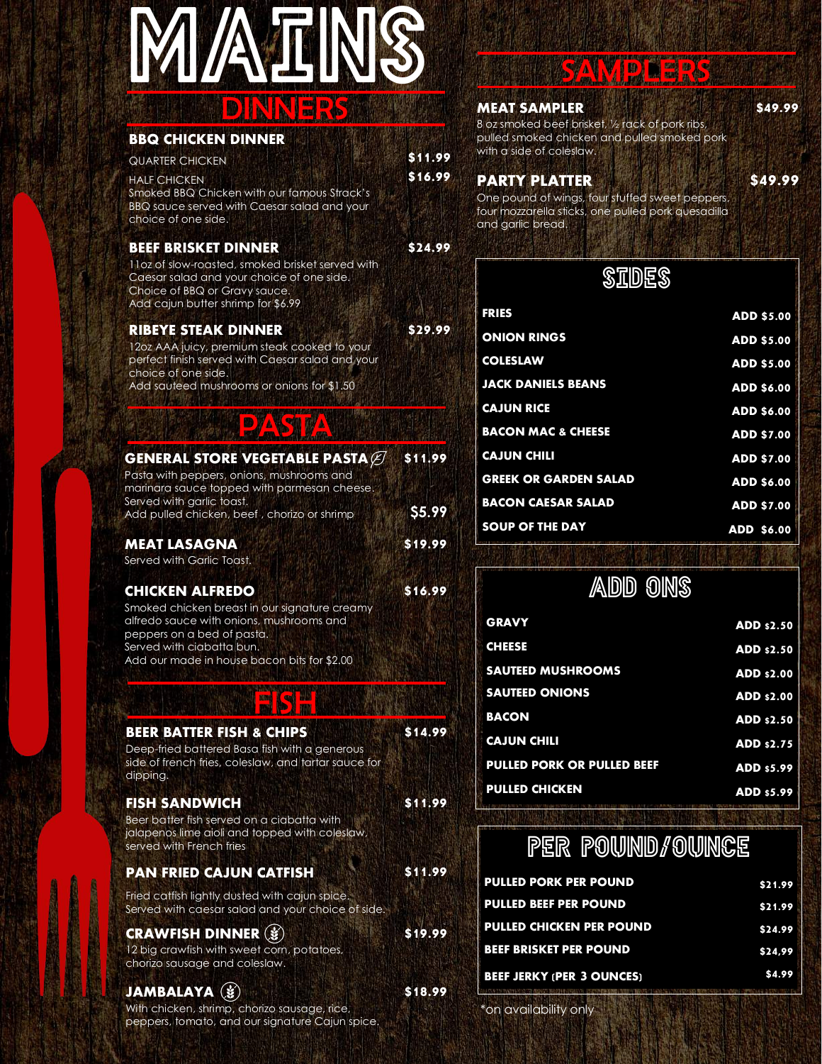# MAINS

## DINNERS

### BBQ CHICKEN DINNER

QUARTER CHICKEN **$11.99**

HALF CHICKEN **$16.99**

Smoked BBQ Chicken with our famous Strack's BBQ sauce served with Caesar salad and your choice of one side.

### BEEF BRISKET DINNER **$24.99**

11oz of slow-roasted, smoked brisket served with Caesar salad and your choice of one side.
Choice of BBQ or Gravy sauce.
Add cajun butter shrimp for $6.99

### RIBEYE STEAK DINNER **$29.99**

12oz AAA juicy, premium steak cooked to your perfect finish served with Caesar salad and your choice of one side.
Add sauteed mushrooms or onions for $1.50

## PASTA

### GENERAL STORE VEGETABLE PASTA **$11.99**

Pasta with peppers, onions, mushrooms and marinara sauce topped with parmesan cheese. Served with garlic toast.
Add pulled chicken, beef , chorizo or shrimp **$5.99**

### MEAT LASAGNA **$19.99**

Served with Garlic Toast.

### CHICKEN ALFREDO **$16.99**

Smoked chicken breast in our signature creamy alfredo sauce with onions, mushrooms and peppers on a bed of pasta.
Served with ciabatta bun.
Add our made in house bacon bits for $2.00

## FISH

### BEER BATTER FISH & CHIPS **$14.99**

Deep-fried battered Basa fish with a generous side of french fries, coleslaw, and tartar sauce for dipping.

### FISH SANDWICH **$11.99**

Beer batter fish served on a ciabatta with jalapenos lime aioli and topped with coleslaw, served with French fries

### PAN FRIED CAJUN CATFISH **$11.99**

Fried catfish lightly dusted with cajun spice. Served with caesar salad and your choice of side.

### CRAWFISH DINNER **$19.99**

12 big crawfish with sweet corn, potatoes, chorizo sausage and coleslaw.

### JAMBALAYA **$18.99**

With chicken, shrimp, chorizo sausage, rice, peppers, tomato, and our signature Cajun spice.

## SAMPLERS

### MEAT SAMPLER **$49.99**

8 oz smoked beef brisket, ½ rack of pork ribs, pulled smoked chicken and pulled smoked pork with a side of coleslaw.

### PARTY PLATTER **$49.99**

One pound of wings, four stuffed sweet peppers, four mozzarella sticks, one pulled pork quesadilla and garlic bread.

## SIDES

| Item | Price |
|---|---|
| FRIES | ADD $5.00 |
| ONION RINGS | ADD $5.00 |
| COLESLAW | ADD $5.00 |
| JACK DANIELS BEANS | ADD $6.00 |
| CAJUN RICE | ADD $6.00 |
| BACON MAC & CHEESE | ADD $7.00 |
| CAJUN CHILI | ADD $7.00 |
| GREEK OR GARDEN SALAD | ADD $6.00 |
| BACON CAESAR SALAD | ADD $7.00 |
| SOUP OF THE DAY | ADD $6.00 |

## ADD ONS

| Item | Price |
|---|---|
| GRAVY | ADD $2.50 |
| CHEESE | ADD $2.50 |
| SAUTEED MUSHROOMS | ADD $2.00 |
| SAUTEED ONIONS | ADD $2.00 |
| BACON | ADD $2.50 |
| CAJUN CHILI | ADD $2.75 |
| PULLED PORK OR PULLED BEEF | ADD $5.99 |
| PULLED CHICKEN | ADD $5.99 |

## PER POUND/OUNCE

| Item | Price |
|---|---|
| PULLED PORK PER POUND | $21.99 |
| PULLED BEEF PER POUND | $21.99 |
| PULLED CHICKEN PER POUND | $24.99 |
| BEEF BRISKET PER POUND | $24.99 |
| BEEF JERKY (PER 3 OUNCES) | $4.99 |

*on availability only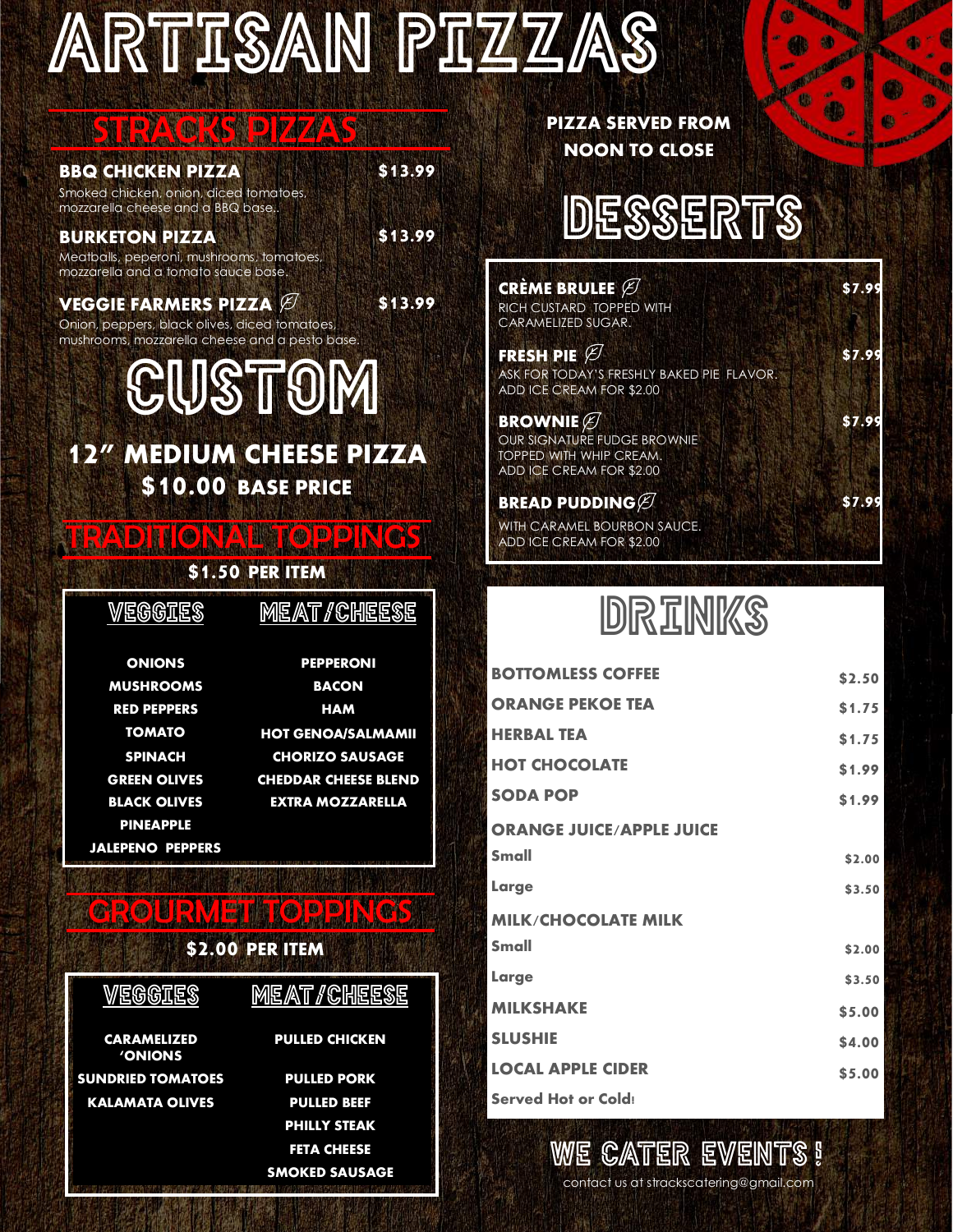# ARTISAN PIZZAS

## STRACKS PIZZAS

**BBQ CHICKEN PIZZA** — **$13.99**
Smoked chicken, onion, diced tomatoes, mozzarella cheese and a BBQ base..

**BURKETON PIZZA** — **$13.99**
Meatballs, peperoni, mushrooms, tomatoes, mozzarella and a tomato sauce base.

**VEGGIE FARMERS PIZZA** — **$13.99**
Onion, peppers, black olives, diced tomatoes, mushrooms, mozzarella cheese and a pesto base.

## CUSTOM

**12" MEDIUM CHEESE PIZZA**
**$10.00 BASE PRICE**

## TRADITIONAL TOPPINGS

**$1.50 PER ITEM**

| VEGGIES | MEAT/CHEESE |
| --- | --- |
| ONIONS | PEPPERONI |
| MUSHROOMS | BACON |
| RED PEPPERS | HAM |
| TOMATO | HOT GENOA/SALMAMII |
| SPINACH | CHORIZO SAUSAGE |
| GREEN OLIVES | CHEDDAR CHEESE BLEND |
| BLACK OLIVES | EXTRA MOZZARELLA |
| PINEAPPLE | |
| JALEPENO PEPPERS | |

## GROURMET TOPPINGS

**$2.00 PER ITEM**

| VEGGIES | MEAT/CHEESE |
| --- | --- |
| CARAMELIZED 'ONIONS | PULLED CHICKEN |
| SUNDRIED TOMATOES | PULLED PORK |
| KALAMATA OLIVES | PULLED BEEF |
| | PHILLY STEAK |
| | FETA CHEESE |
| | SMOKED SAUSAGE |

**PIZZA SERVED FROM NOON TO CLOSE**

## DESSERTS

**CRÈME BRULEE** — **$7.99**
RICH CUSTARD TOPPED WITH CARAMELIZED SUGAR.

**FRESH PIE** — **$7.99**
ASK FOR TODAY'S FRESHLY BAKED PIE FLAVOR. ADD ICE CREAM FOR $2.00

**BROWNIE** — **$7.99**
OUR SIGNATURE FUDGE BROWNIE TOPPED WITH WHIP CREAM. ADD ICE CREAM FOR $2.00

**BREAD PUDDING** — **$7.99**
WITH CARAMEL BOURBON SAUCE. ADD ICE CREAM FOR $2.00

## DRINKS

| | |
| --- | --- |
| **BOTTOMLESS COFFEE** | $2.50 |
| **ORANGE PEKOE TEA** | $1.75 |
| **HERBAL TEA** | $1.75 |
| **HOT CHOCOLATE** | $1.99 |
| **SODA POP** | $1.99 |
| **ORANGE JUICE/APPLE JUICE** | |
| Small | $2.00 |
| Large | $3.50 |
| **MILK/CHOCOLATE MILK** | |
| Small | $2.00 |
| Large | $3.50 |
| **MILKSHAKE** | $5.00 |
| **SLUSHIE** | $4.00 |
| **LOCAL APPLE CIDER** | $5.00 |

**Served Hot or Cold!**

## WE CATER EVENTS!

contact us at strackscatering@gmail.com